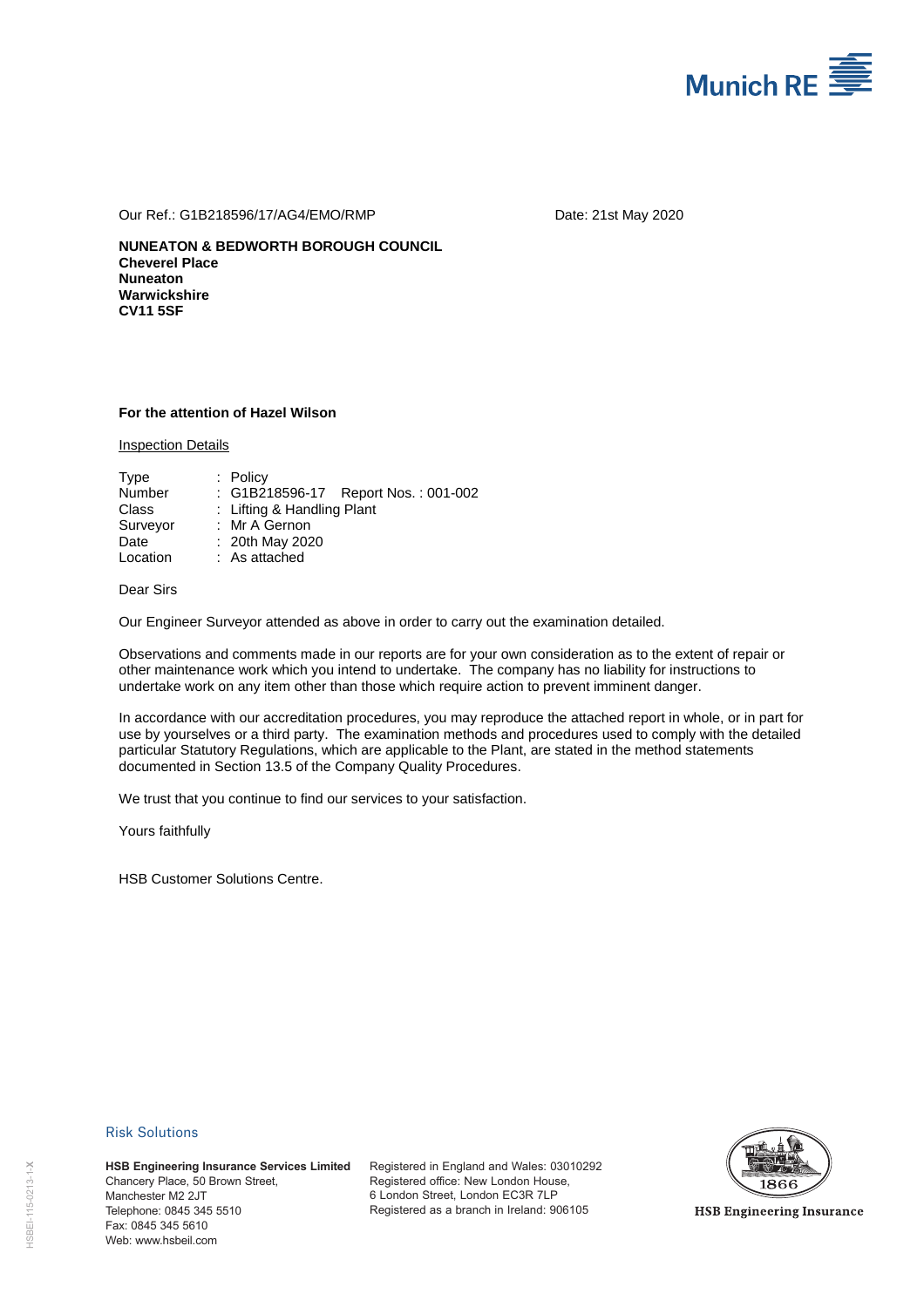Munich RE

Our Ref.: G1B218596/17/AG4/EMO/RMP

Date: 21st May 2020

**NUNEATON & BEDWORTH BOROUGH COUNCIL**
**Cheverel Place**
**Nuneaton**
**Warwickshire**
**CV11 5SF**

**For the attention of Hazel Wilson**

Inspection Details

| | |
|---|---|
| Type | : Policy |
| Number | : G1B218596-17 Report Nos. : 001-002 |
| Class | : Lifting & Handling Plant |
| Surveyor | : Mr A Gernon |
| Date | : 20th May 2020 |
| Location | : As attached |

Dear Sirs

Our Engineer Surveyor attended as above in order to carry out the examination detailed.

Observations and comments made in our reports are for your own consideration as to the extent of repair or other maintenance work which you intend to undertake. The company has no liability for instructions to undertake work on any item other than those which require action to prevent imminent danger.

In accordance with our accreditation procedures, you may reproduce the attached report in whole, or in part for use by yourselves or a third party. The examination methods and procedures used to comply with the detailed particular Statutory Regulations, which are applicable to the Plant, are stated in the method statements documented in Section 13.5 of the Company Quality Procedures.

We trust that you continue to find our services to your satisfaction.

Yours faithfully

HSB Customer Solutions Centre.

Risk Solutions

**HSB Engineering Insurance Services Limited**
Chancery Place, 50 Brown Street,
Manchester M2 2JT
Telephone: 0845 345 5510
Fax: 0845 345 5610
Web: www.hsbeil.com

Registered in England and Wales: 03010292
Registered office: New London House,
6 London Street, London EC3R 7LP
Registered as a branch in Ireland: 906105

1866
HSB Engineering Insurance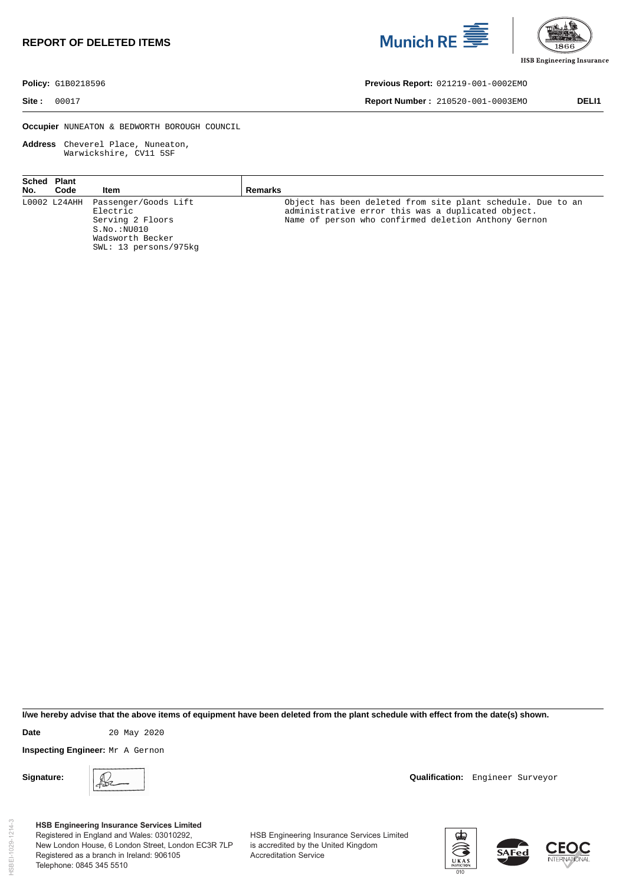# REPORT OF DELETED ITEMS

**Policy:** G1B0218596

**Site :** 00017

**Previous Report:** 021219-001-0002EMO

**Report Number :** 210520-001-0003EMO **DELI1**

**Occupier** NUNEATON & BEDWORTH BOROUGH COUNCIL

**Address** Cheverel Place, Nuneaton, Warwickshire, CV11 5SF

| Sched No. | Plant Code | Item | Remarks |
|---|---|---|---|
| L0002 | L24AHH | Passenger/Goods Lift<br>Electric<br>Serving 2 Floors<br>S.No.:NU010<br>Wadsworth Becker<br>SWL: 13 persons/975kg | Object has been deleted from site plant schedule. Due to an administrative error this was a duplicated object.<br>Name of person who confirmed deletion Anthony Gernon |

**I/we hereby advise that the above items of equipment have been deleted from the plant schedule with effect from the date(s) shown.**

**Date** 20 May 2020

**Inspecting Engineer:** Mr A Gernon

**Signature:**

**Qualification:** Engineer Surveyor

**HSB Engineering Insurance Services Limited**
Registered in England and Wales: 03010292,
New London House, 6 London Street, London EC3R 7LP
Registered as a branch in Ireland: 906105
Telephone: 0845 345 5510

HSB Engineering Insurance Services Limited is accredited by the United Kingdom Accreditation Service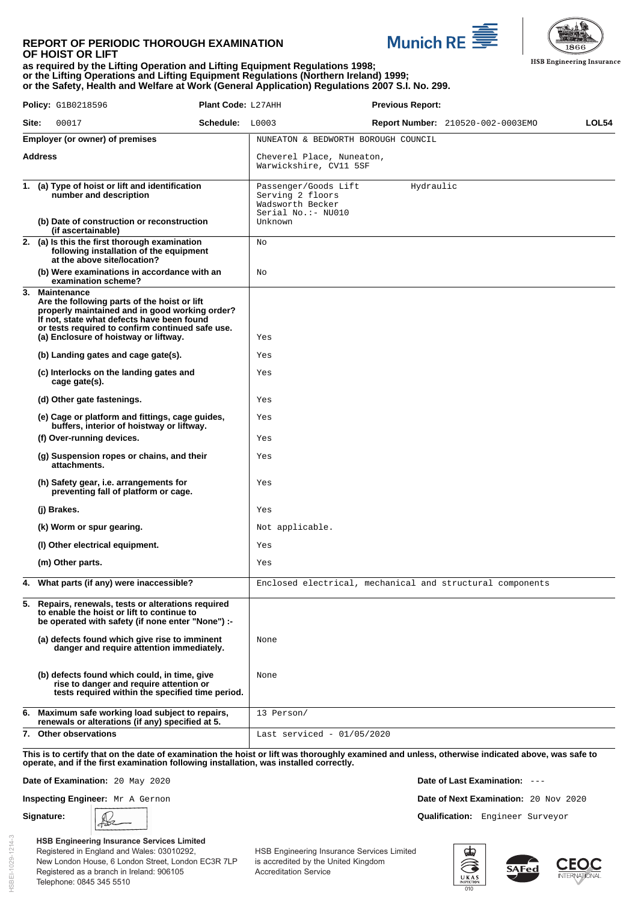# REPORT OF PERIODIC THOROUGH EXAMINATION OF HOIST OR LIFT

Munich RE

HSB Engineering Insurance

**as required by the Lifting Operation and Lifting Equipment Regulations 1998;**
**or the Lifting Operations and Lifting Equipment Regulations (Northern Ireland) 1999;**
**or the Safety, Health and Welfare at Work (General Application) Regulations 2007 S.I. No. 299.**

**Policy:** G1B0218596 **Plant Code:** L27AHH **Previous Report:**

**Site:** 00017 **Schedule:** L0003 **Report Number:** 210520-002-0003EMO **LOL54**

| | |
|---|---|
| **Employer (or owner) of premises** | NUNEATON & BEDWORTH BOROUGH COUNCIL |
| **Address** | Cheverel Place, Nuneaton, Warwickshire, CV11 5SF |
| **1. (a) Type of hoist or lift and identification number and description** | Passenger/Goods Lift Hydraulic<br>Serving 2 floors<br>Wadsworth Becker<br>Serial No.:- NU010 |
| **(b) Date of construction or reconstruction (if ascertainable)** | Unknown |
| **2. (a) Is this the first thorough examination following installation of the equipment at the above site/location?** | No |
| **(b) Were examinations in accordance with an examination scheme?** | No |
| **3. Maintenance** **Are the following parts of the hoist or lift properly maintained and in good working order? If not, state what defects have been found or tests required to confirm continued safe use.** **(a) Enclosure of hoistway or liftway.** | Yes |
| **(b) Landing gates and cage gate(s).** | Yes |
| **(c) Interlocks on the landing gates and cage gate(s).** | Yes |
| **(d) Other gate fastenings.** | Yes |
| **(e) Cage or platform and fittings, cage guides, buffers, interior of hoistway or liftway.** | Yes |
| **(f) Over-running devices.** | Yes |
| **(g) Suspension ropes or chains, and their attachments.** | Yes |
| **(h) Safety gear, i.e. arrangements for preventing fall of platform or cage.** | Yes |
| **(j) Brakes.** | Yes |
| **(k) Worm or spur gearing.** | Not applicable. |
| **(l) Other electrical equipment.** | Yes |
| **(m) Other parts.** | Yes |
| **4. What parts (if any) were inaccessible?** | Enclosed electrical, mechanical and structural components |
| **5. Repairs, renewals, tests or alterations required to enable the hoist or lift to continue to be operated with safety (if none enter "None") :-** | |
| **(a) defects found which give rise to imminent danger and require attention immediately.** | None |
| **(b) defects found which could, in time, give rise to danger and require attention or tests required within the specified time period.** | None |
| **6. Maximum safe working load subject to repairs, renewals or alterations (if any) specified at 5.** | 13 Person/ |
| **7. Other observations** | Last serviced - 01/05/2020 |

**This is to certify that on the date of examination the hoist or lift was thoroughly examined and unless, otherwise indicated above, was safe to operate, and if the first examination following installation, was installed correctly.**

**Date of Examination:** 20 May 2020

**Date of Last Examination:** ---

**Inspecting Engineer:** Mr A Gernon

**Date of Next Examination:** 20 Nov 2020

**Signature:**

**Qualification:** Engineer Surveyor

**HSB Engineering Insurance Services Limited**
Registered in England and Wales: 03010292,
New London House, 6 London Street, London EC3R 7LP
Registered as a branch in Ireland: 906105
Telephone: 0845 345 5510

HSB Engineering Insurance Services Limited is accredited by the United Kingdom Accreditation Service

UKAS INSPECTION 010

SAFed

CEOC INTERNATIONAL

HSBEI-1029-1214-3